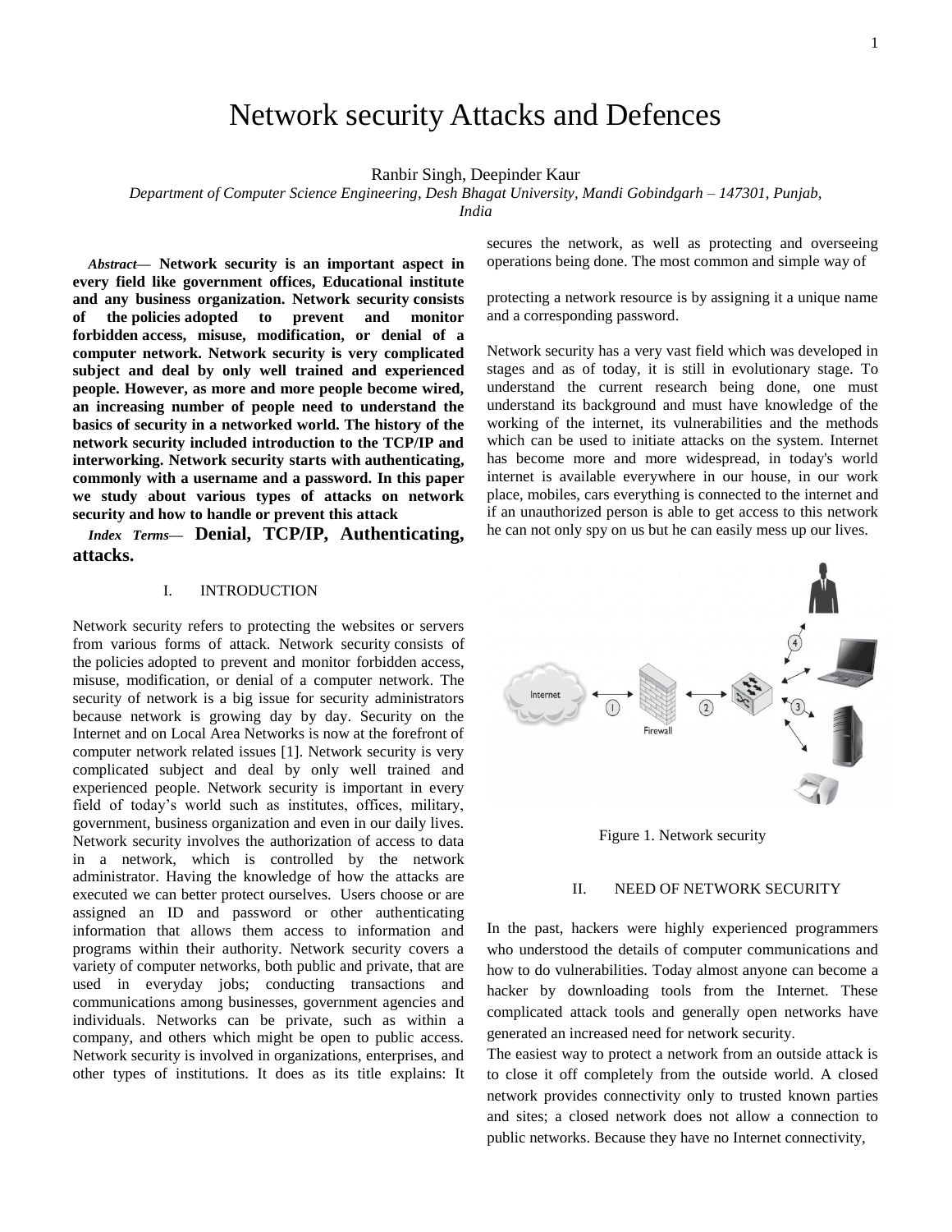# Network security Attacks and Defences

Ranbir Singh, Deepinder Kaur

*Department of Computer Science Engineering, Desh Bhagat University, Mandi Gobindgarh – 147301, Punjab, India*

***Abstract*— Network security is an important aspect in every field like government offices, Educational institute and any business organization. Network security consists of the policies adopted to prevent and monitor forbidden access, misuse, modification, or denial of a computer network. Network security is very complicated subject and deal by only well trained and experienced people. However, as more and more people become wired, an increasing number of people need to understand the basics of security in a networked world. The history of the network security included introduction to the TCP/IP and interworking. Network security starts with authenticating, commonly with a username and a password. In this paper we study about various types of attacks on network security and how to handle or prevent this attack**

***Index Terms*— Denial, TCP/IP, Authenticating, attacks.**

## I. INTRODUCTION

Network security refers to protecting the websites or servers from various forms of attack. Network security consists of the policies adopted to prevent and monitor forbidden access, misuse, modification, or denial of a computer network. The security of network is a big issue for security administrators because network is growing day by day. Security on the Internet and on Local Area Networks is now at the forefront of computer network related issues [1]. Network security is very complicated subject and deal by only well trained and experienced people. Network security is important in every field of today's world such as institutes, offices, military, government, business organization and even in our daily lives. Network security involves the authorization of access to data in a network, which is controlled by the network administrator. Having the knowledge of how the attacks are executed we can better protect ourselves. Users choose or are assigned an ID and password or other authenticating information that allows them access to information and programs within their authority. Network security covers a variety of computer networks, both public and private, that are used in everyday jobs; conducting transactions and communications among businesses, government agencies and individuals. Networks can be private, such as within a company, and others which might be open to public access. Network security is involved in organizations, enterprises, and other types of institutions. It does as its title explains: It secures the network, as well as protecting and overseeing operations being done. The most common and simple way of protecting a network resource is by assigning it a unique name and a corresponding password.

Network security has a very vast field which was developed in stages and as of today, it is still in evolutionary stage. To understand the current research being done, one must understand its background and must have knowledge of the working of the internet, its vulnerabilities and the methods which can be used to initiate attacks on the system. Internet has become more and more widespread, in today's world internet is available everywhere in our house, in our work place, mobiles, cars everything is connected to the internet and if an unauthorized person is able to get access to this network he can not only spy on us but he can easily mess up our lives.

Figure 1. Network security

## II. NEED OF NETWORK SECURITY

In the past, hackers were highly experienced programmers who understood the details of computer communications and how to do vulnerabilities. Today almost anyone can become a hacker by downloading tools from the Internet. These complicated attack tools and generally open networks have generated an increased need for network security.

The easiest way to protect a network from an outside attack is to close it off completely from the outside world. A closed network provides connectivity only to trusted known parties and sites; a closed network does not allow a connection to public networks. Because they have no Internet connectivity,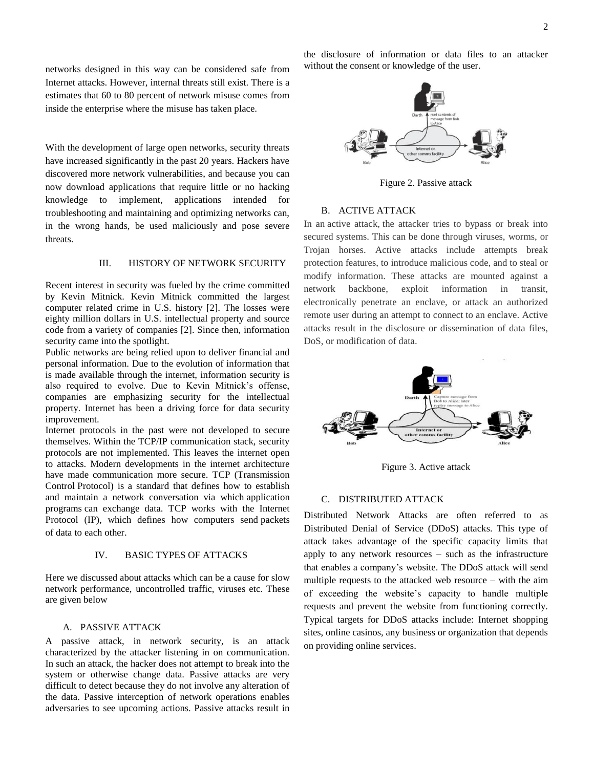networks designed in this way can be considered safe from Internet attacks. However, internal threats still exist. There is a estimates that 60 to 80 percent of network misuse comes from inside the enterprise where the misuse has taken place.

With the development of large open networks, security threats have increased significantly in the past 20 years. Hackers have discovered more network vulnerabilities, and because you can now download applications that require little or no hacking knowledge to implement, applications intended for troubleshooting and maintaining and optimizing networks can, in the wrong hands, be used maliciously and pose severe threats.

## III. HISTORY OF NETWORK SECURITY

Recent interest in security was fueled by the crime committed by Kevin Mitnick. Kevin Mitnick committed the largest computer related crime in U.S. history [2]. The losses were eighty million dollars in U.S. intellectual property and source code from a variety of companies [2]. Since then, information security came into the spotlight.

Public networks are being relied upon to deliver financial and personal information. Due to the evolution of information that is made available through the internet, information security is also required to evolve. Due to Kevin Mitnick's offense, companies are emphasizing security for the intellectual property. Internet has been a driving force for data security improvement.

Internet protocols in the past were not developed to secure themselves. Within the TCP/IP communication stack, security protocols are not implemented. This leaves the internet open to attacks. Modern developments in the internet architecture have made communication more secure. TCP (Transmission Control Protocol) is a standard that defines how to establish and maintain a network conversation via which application programs can exchange data. TCP works with the Internet Protocol (IP), which defines how computers send packets of data to each other.

## IV. BASIC TYPES OF ATTACKS

Here we discussed about attacks which can be a cause for slow network performance, uncontrolled traffic, viruses etc. These are given below

### A. PASSIVE ATTACK

A passive attack, in network security, is an attack characterized by the attacker listening in on communication. In such an attack, the hacker does not attempt to break into the system or otherwise change data. Passive attacks are very difficult to detect because they do not involve any alteration of the data. Passive interception of network operations enables adversaries to see upcoming actions. Passive attacks result in the disclosure of information or data files to an attacker without the consent or knowledge of the user.

Figure 2. Passive attack

### B. ACTIVE ATTACK

In an active attack, the attacker tries to bypass or break into secured systems. This can be done through viruses, worms, or Trojan horses. Active attacks include attempts break protection features, to introduce malicious code, and to steal or modify information. These attacks are mounted against a network backbone, exploit information in transit, electronically penetrate an enclave, or attack an authorized remote user during an attempt to connect to an enclave. Active attacks result in the disclosure or dissemination of data files, DoS, or modification of data.

Figure 3. Active attack

### C. DISTRIBUTED ATTACK

Distributed Network Attacks are often referred to as Distributed Denial of Service (DDoS) attacks. This type of attack takes advantage of the specific capacity limits that apply to any network resources – such as the infrastructure that enables a company's website. The DDoS attack will send multiple requests to the attacked web resource – with the aim of exceeding the website's capacity to handle multiple requests and prevent the website from functioning correctly. Typical targets for DDoS attacks include: Internet shopping sites, online casinos, any business or organization that depends on providing online services.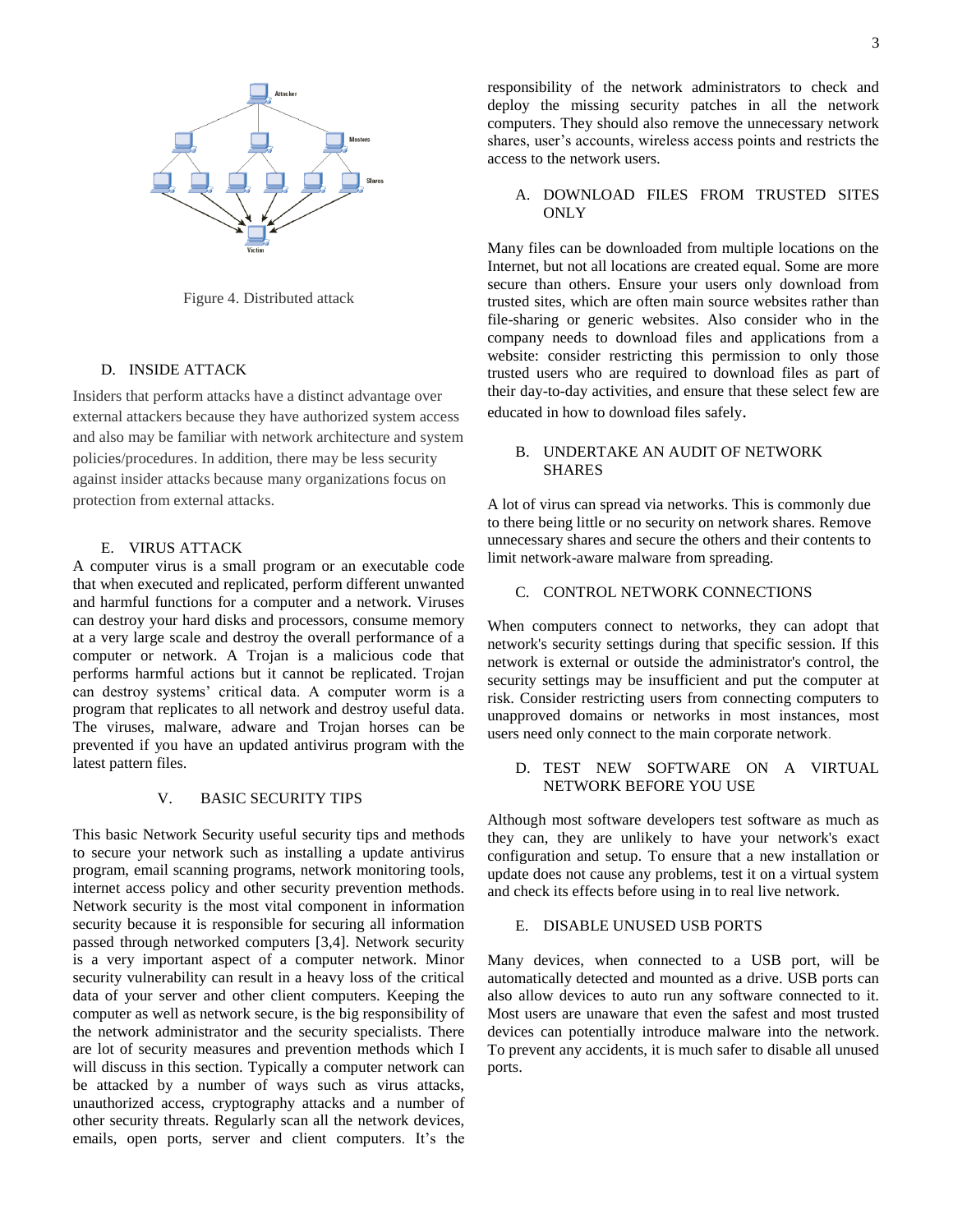Figure 4. Distributed attack

### D. INSIDE ATTACK

Insiders that perform attacks have a distinct advantage over external attackers because they have authorized system access and also may be familiar with network architecture and system policies/procedures. In addition, there may be less security against insider attacks because many organizations focus on protection from external attacks.

### E. VIRUS ATTACK

A computer virus is a small program or an executable code that when executed and replicated, perform different unwanted and harmful functions for a computer and a network. Viruses can destroy your hard disks and processors, consume memory at a very large scale and destroy the overall performance of a computer or network. A Trojan is a malicious code that performs harmful actions but it cannot be replicated. Trojan can destroy systems' critical data. A computer worm is a program that replicates to all network and destroy useful data. The viruses, malware, adware and Trojan horses can be prevented if you have an updated antivirus program with the latest pattern files.

## V. BASIC SECURITY TIPS

This basic Network Security useful security tips and methods to secure your network such as installing a update antivirus program, email scanning programs, network monitoring tools, internet access policy and other security prevention methods. Network security is the most vital component in information security because it is responsible for securing all information passed through networked computers [3,4]. Network security is a very important aspect of a computer network. Minor security vulnerability can result in a heavy loss of the critical data of your server and other client computers. Keeping the computer as well as network secure, is the big responsibility of the network administrator and the security specialists. There are lot of security measures and prevention methods which I will discuss in this section. Typically a computer network can be attacked by a number of ways such as virus attacks, unauthorized access, cryptography attacks and a number of other security threats. Regularly scan all the network devices, emails, open ports, server and client computers. It's the responsibility of the network administrators to check and deploy the missing security patches in all the network computers. They should also remove the unnecessary network shares, user's accounts, wireless access points and restricts the access to the network users.

### A. DOWNLOAD FILES FROM TRUSTED SITES ONLY

Many files can be downloaded from multiple locations on the Internet, but not all locations are created equal. Some are more secure than others. Ensure your users only download from trusted sites, which are often main source websites rather than file-sharing or generic websites. Also consider who in the company needs to download files and applications from a website: consider restricting this permission to only those trusted users who are required to download files as part of their day-to-day activities, and ensure that these select few are educated in how to download files safely.

### B. UNDERTAKE AN AUDIT OF NETWORK SHARES

A lot of virus can spread via networks. This is commonly due to there being little or no security on network shares. Remove unnecessary shares and secure the others and their contents to limit network-aware malware from spreading.

### C. CONTROL NETWORK CONNECTIONS

When computers connect to networks, they can adopt that network's security settings during that specific session. If this network is external or outside the administrator's control, the security settings may be insufficient and put the computer at risk. Consider restricting users from connecting computers to unapproved domains or networks in most instances, most users need only connect to the main corporate network.

### D. TEST NEW SOFTWARE ON A VIRTUAL NETWORK BEFORE YOU USE

Although most software developers test software as much as they can, they are unlikely to have your network's exact configuration and setup. To ensure that a new installation or update does not cause any problems, test it on a virtual system and check its effects before using in to real live network.

### E. DISABLE UNUSED USB PORTS

Many devices, when connected to a USB port, will be automatically detected and mounted as a drive. USB ports can also allow devices to auto run any software connected to it. Most users are unaware that even the safest and most trusted devices can potentially introduce malware into the network. To prevent any accidents, it is much safer to disable all unused ports.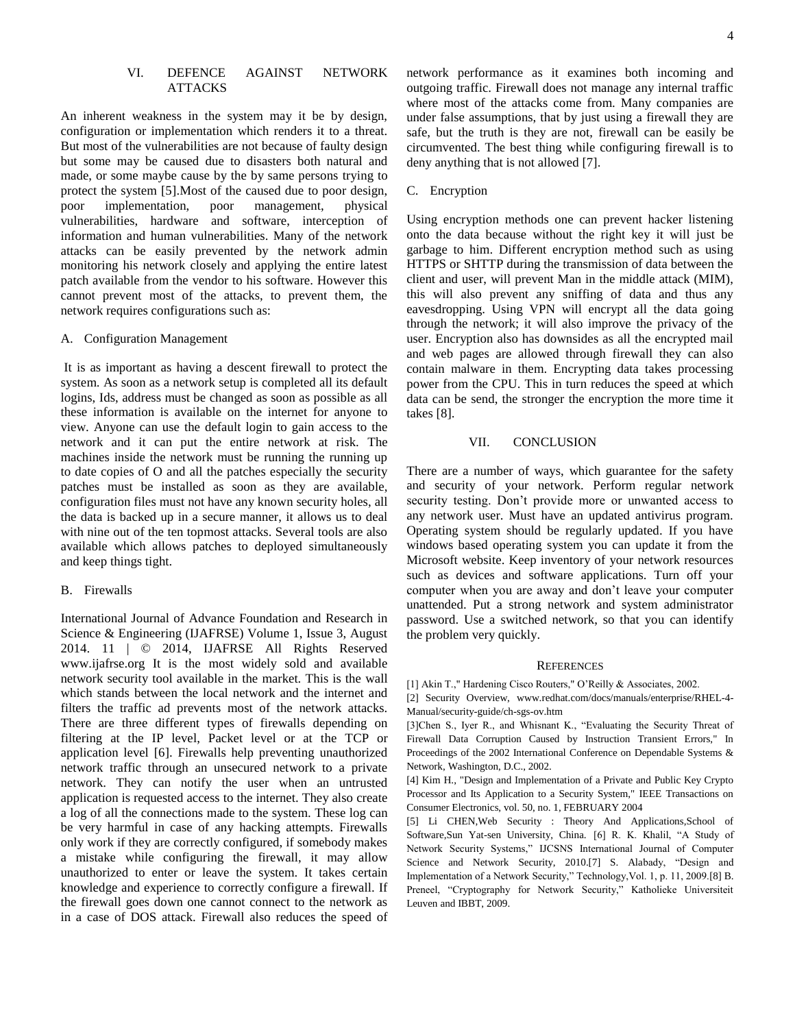## VI. DEFENCE AGAINST NETWORK ATTACKS

An inherent weakness in the system may it be by design, configuration or implementation which renders it to a threat. But most of the vulnerabilities are not because of faulty design but some may be caused due to disasters both natural and made, or some maybe cause by the by same persons trying to protect the system [5].Most of the caused due to poor design, poor implementation, poor management, physical vulnerabilities, hardware and software, interception of information and human vulnerabilities. Many of the network attacks can be easily prevented by the network admin monitoring his network closely and applying the entire latest patch available from the vendor to his software. However this cannot prevent most of the attacks, to prevent them, the network requires configurations such as:

### A. Configuration Management

It is as important as having a descent firewall to protect the system. As soon as a network setup is completed all its default logins, Ids, address must be changed as soon as possible as all these information is available on the internet for anyone to view. Anyone can use the default login to gain access to the network and it can put the entire network at risk. The machines inside the network must be running the running up to date copies of O and all the patches especially the security patches must be installed as soon as they are available, configuration files must not have any known security holes, all the data is backed up in a secure manner, it allows us to deal with nine out of the ten topmost attacks. Several tools are also available which allows patches to deployed simultaneously and keep things tight.

### B. Firewalls

International Journal of Advance Foundation and Research in Science & Engineering (IJAFRSE) Volume 1, Issue 3, August 2014. 11 | © 2014, IJAFRSE All Rights Reserved www.ijafrse.org It is the most widely sold and available network security tool available in the market. This is the wall which stands between the local network and the internet and filters the traffic ad prevents most of the network attacks. There are three different types of firewalls depending on filtering at the IP level, Packet level or at the TCP or application level [6]. Firewalls help preventing unauthorized network traffic through an unsecured network to a private network. They can notify the user when an untrusted application is requested access to the internet. They also create a log of all the connections made to the system. These log can be very harmful in case of any hacking attempts. Firewalls only work if they are correctly configured, if somebody makes a mistake while configuring the firewall, it may allow unauthorized to enter or leave the system. It takes certain knowledge and experience to correctly configure a firewall. If the firewall goes down one cannot connect to the network as in a case of DOS attack. Firewall also reduces the speed of network performance as it examines both incoming and outgoing traffic. Firewall does not manage any internal traffic where most of the attacks come from. Many companies are under false assumptions, that by just using a firewall they are safe, but the truth is they are not, firewall can be easily be circumvented. The best thing while configuring firewall is to deny anything that is not allowed [7].

### C. Encryption

Using encryption methods one can prevent hacker listening onto the data because without the right key it will just be garbage to him. Different encryption method such as using HTTPS or SHTTP during the transmission of data between the client and user, will prevent Man in the middle attack (MIM), this will also prevent any sniffing of data and thus any eavesdropping. Using VPN will encrypt all the data going through the network; it will also improve the privacy of the user. Encryption also has downsides as all the encrypted mail and web pages are allowed through firewall they can also contain malware in them. Encrypting data takes processing power from the CPU. This in turn reduces the speed at which data can be send, the stronger the encryption the more time it takes [8].

## VII. CONCLUSION

There are a number of ways, which guarantee for the safety and security of your network. Perform regular network security testing. Don't provide more or unwanted access to any network user. Must have an updated antivirus program. Operating system should be regularly updated. If you have windows based operating system you can update it from the Microsoft website. Keep inventory of your network resources such as devices and software applications. Turn off your computer when you are away and don't leave your computer unattended. Put a strong network and system administrator password. Use a switched network, so that you can identify the problem very quickly.

## REFERENCES

[1] Akin T.," Hardening Cisco Routers," O'Reilly & Associates, 2002.

[2] Security Overview, www.redhat.com/docs/manuals/enterprise/RHEL-4-Manual/security-guide/ch-sgs-ov.htm

[3]Chen S., Iyer R., and Whisnant K., "Evaluating the Security Threat of Firewall Data Corruption Caused by Instruction Transient Errors," In Proceedings of the 2002 International Conference on Dependable Systems & Network, Washington, D.C., 2002.

[4] Kim H., "Design and Implementation of a Private and Public Key Crypto Processor and Its Application to a Security System," IEEE Transactions on Consumer Electronics, vol. 50, no. 1, FEBRUARY 2004

[5] Li CHEN,Web Security : Theory And Applications,School of Software,Sun Yat-sen University, China. [6] R. K. Khalil, "A Study of Network Security Systems," IJCSNS International Journal of Computer Science and Network Security, 2010.[7] S. Alabady, "Design and Implementation of a Network Security," Technology,Vol. 1, p. 11, 2009.[8] B. Preneel, "Cryptography for Network Security," Katholieke Universiteit Leuven and IBBT, 2009.